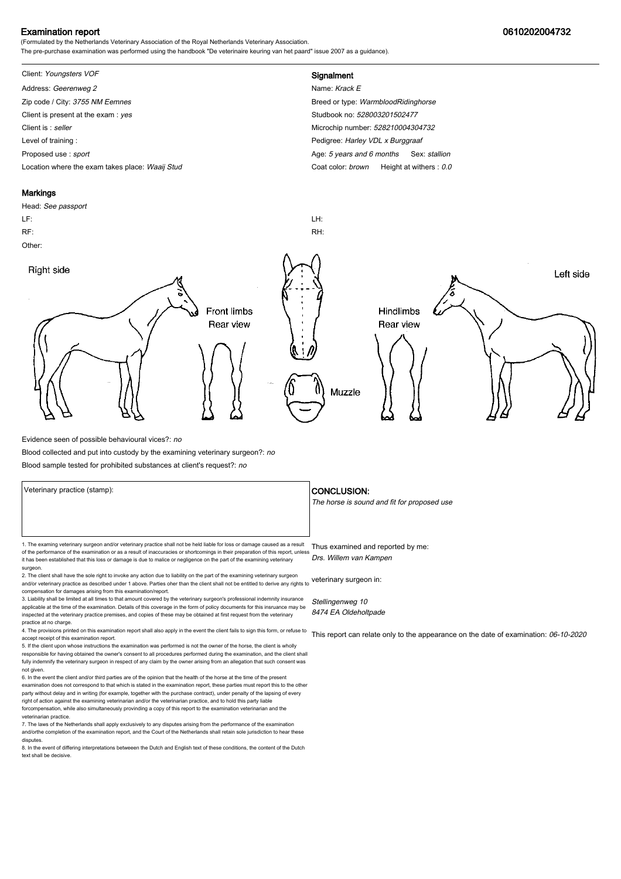# Examination report

**0610202004732**

(Formulated by the Netherlands Veterinary Association of the Royal Netherlands Veterinary Association.
The pre-purchase examination was performed using the handbook "De veterinaire keuring van het paard" issue 2007 as a guidance).

Client: *Youngsters VOF*
Address: *Geerenweg 2*
Zip code / City: *3755 NM Eemnes*
Client is present at the exam : *yes*
Client is : *seller*
Level of training :
Proposed use : *sport*
Location where the exam takes place: *Waaij Stud*

## Signalment

Name: *Krack E*
Breed or type: *WarmbloodRidinghorse*
Studbook no: *528003201502477*
Microchip number: *528210004304732*
Pedigree: *Harley VDL x Burggraaf*
Age: *5 years and 6 months* Sex: *stallion*
Coat color: *brown* Height at withers : *0.0*

## Markings

Head: *See passport*
LF:
RF:
LH:
RH:
Other:

Right side | Front limbs Rear view | Muzzle | Hindlimbs Rear view | Left side

Evidence seen of possible behavioural vices?: *no*
Blood collected and put into custody by the examining veterinary surgeon?: *no*
Blood sample tested for prohibited substances at client's request?: *no*

Veterinary practice (stamp):

## CONCLUSION:

*The horse is sound and fit for proposed use*

1. The examing veterinary surgeon and/or veterinary practice shall not be held liable for loss or damage caused as a result of the performance of the examination or as a result of inaccuracies or shortcomings in their preparation of this report, unless it has been established that this loss or damage is due to malice or negligence on the part of the examining veterinary surgeon.
2. The client shall have the sole right to invoke any action due to liability on the part of the examining veterinary surgeon and/or veterinary practice as described under 1 above. Parties oher than the client shall not be entitled to derive any rights to compensation for damages arising from this examination/report.
3. Liability shall be limited at all times to that amount covered by the veterinary surgeon's professional indemnity insurance applicable at the time of the examination. Details of this coverage in the form of policy documents for this insruance may be inspected at the veterinary practice premises, and copies of these may be obtained at first request from the veterinary practice at no charge.
4. The provisions printed on this examination report shall also apply in the event the client fails to sign this form, or refuse to accept receipt of this examination report.
5. If the client upon whose instructions the examination was performed is not the owner of the horse, the client is wholly responsible for having obtained the owner's consent to all procedures performed during the examination, and the client shall fully indemnify the veterinary surgeon in respect of any claim by the owner arising from an allegation that such consent was not given.
6. In the event the client and/or third parties are of the opinion that the health of the horse at the time of the present examination does not correspond to that which is stated in the examination report, these parties must report this to the other party without delay and in writing (for example, together with the purchase contract), under penalty of the lapsing of every right of action against the examining veterinarian and/or the veterinarian practice, and to hold this party liable forcompensation, while also simultaneously provinding a copy of this report to the examination veterinarian and the veterinarian practice.
7. The laws of the Netherlands shall apply exclusively to any disputes arising from the performance of the examination and/orthe completion of the examination report, and the Court of the Netherlands shall retain sole jurisdiction to hear these disputes.
8. In the event of differing interpretations betweeen the Dutch and English text of these conditions, the content of the Dutch text shall be decisive.

Thus examined and reported by me:
*Drs. Willem van Kampen*

veterinary surgeon in:

*Stellingenweg 10*
*8474 EA Oldeholtpade*

This report can relate only to the appearance on the date of examination: *06-10-2020*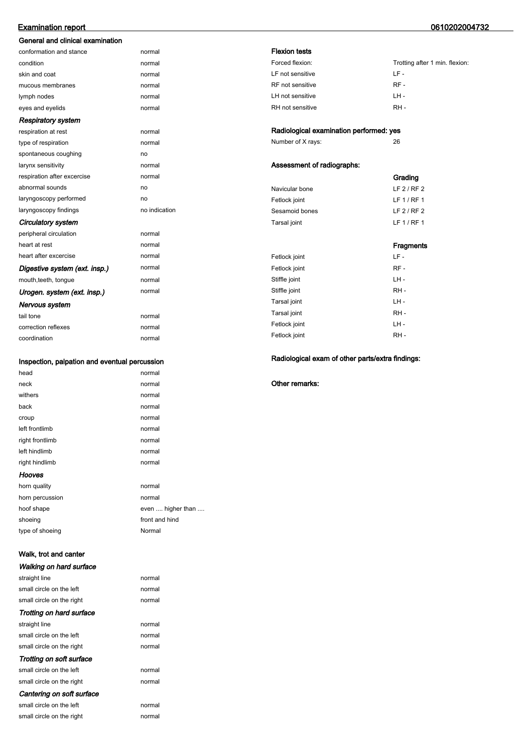## Examination report

0610202004732

### General and clinical examination

| | |
|---|---|
| conformation and stance | normal |
| condition | normal |
| skin and coat | normal |
| mucous membranes | normal |
| lymph nodes | normal |
| eyes and eyelids | normal |

*Respiratory system*

| | |
|---|---|
| respiration at rest | normal |
| type of respiration | normal |
| spontaneous coughing | no |
| larynx sensitivity | normal |
| respiration after excercise | normal |
| abnormal sounds | no |
| laryngoscopy performed | no |
| laryngoscopy findings | no indication |

*Circulatory system*

| | |
|---|---|
| peripheral circulation | normal |
| heart at rest | normal |
| heart after excercise | normal |

| | |
|---|---|
| *Digestive system (ext. insp.)* | normal |
| mouth,teeth, tongue | normal |
| *Urogen. system (ext. insp.)* | normal |

*Nervous system*

| | |
|---|---|
| tail tone | normal |
| correction reflexes | normal |
| coordination | normal |

### Inspection, palpation and eventual percussion

| | |
|---|---|
| head | normal |
| neck | normal |
| withers | normal |
| back | normal |
| croup | normal |
| left frontlimb | normal |
| right frontlimb | normal |
| left hindlimb | normal |
| right hindlimb | normal |

*Hooves*

| | |
|---|---|
| horn quality | normal |
| horn percussion | normal |
| hoof shape | even .... higher than .... |
| shoeing | front and hind |
| type of shoeing | Normal |

### Walk, trot and canter

*Walking on hard surface*

| | |
|---|---|
| straight line | normal |
| small circle on the left | normal |
| small circle on the right | normal |

*Trotting on hard surface*

| | |
|---|---|
| straight line | normal |
| small circle on the left | normal |
| small circle on the right | normal |

*Trotting on soft surface*

| | |
|---|---|
| small circle on the left | normal |
| small circle on the right | normal |

*Cantering on soft surface*

| | |
|---|---|
| small circle on the left | normal |
| small circle on the right | normal |

### Flexion tests

| | |
|---|---|
| Forced flexion: | Trotting after 1 min. flexion: |
| LF not sensitive | LF - |
| RF not sensitive | RF - |
| LH not sensitive | LH - |
| RH not sensitive | RH - |

### Radiological examination performed: yes

Number of X rays: 26

### Assessment of radiographs:

| | Grading |
|---|---|
| Navicular bone | LF 2 / RF 2 |
| Fetlock joint | LF 1 / RF 1 |
| Sesamoid bones | LF 2 / RF 2 |
| Tarsal joint | LF 1 / RF 1 |

| | Fragments |
|---|---|
| Fetlock joint | LF - |
| Fetlock joint | RF - |
| Stiffle joint | LH - |
| Stiffle joint | RH - |
| Tarsal joint | LH - |
| Tarsal joint | RH - |
| Fetlock joint | LH - |
| Fetlock joint | RH - |

### Radiological exam of other parts/extra findings:

### Other remarks: